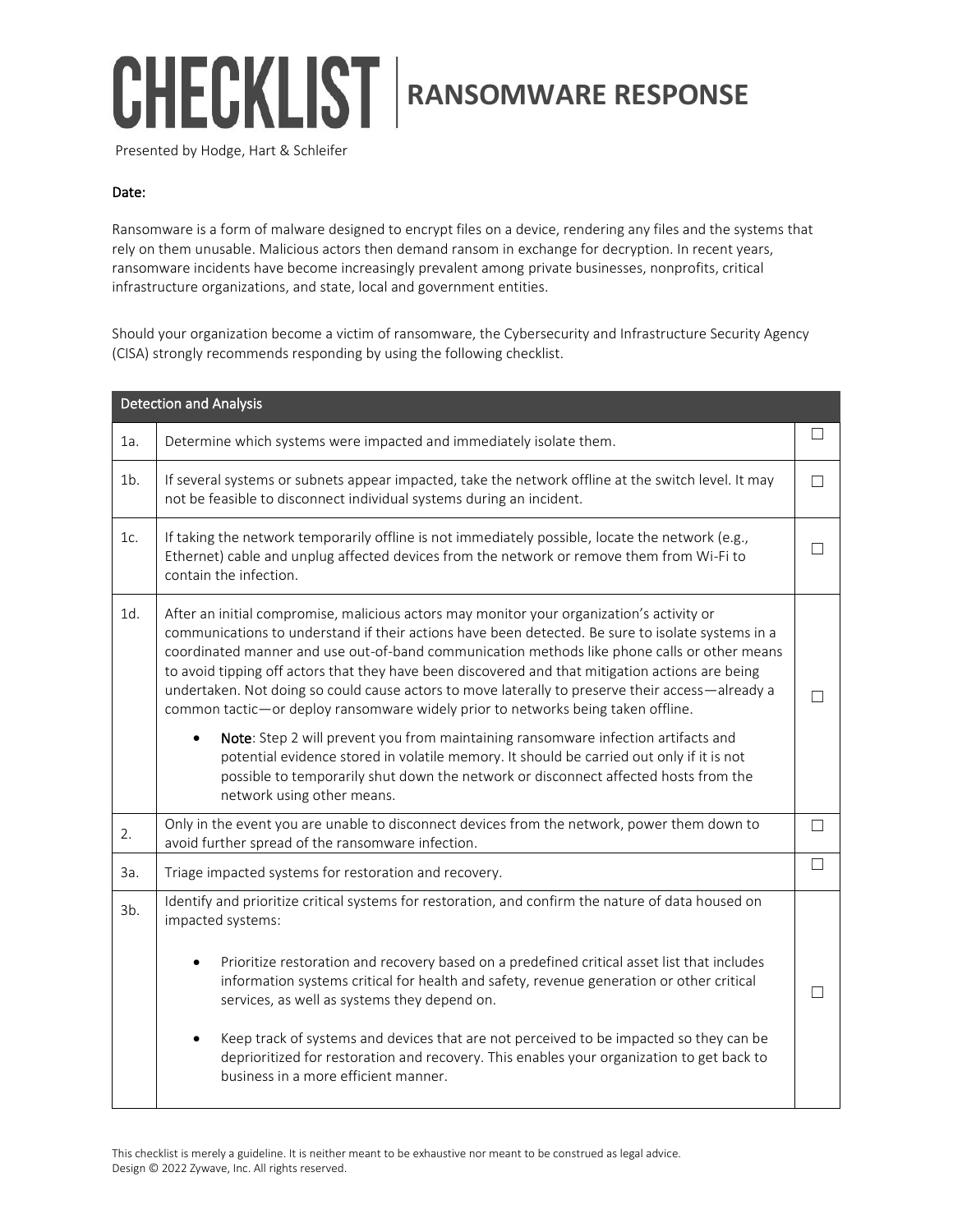# CHECKLIST | RANSOMWARE RESPONSE

Presented by Hodge, Hart & Schleifer

**Date:**

Ransomware is a form of malware designed to encrypt files on a device, rendering any files and the systems that rely on them unusable. Malicious actors then demand ransom in exchange for decryption. In recent years, ransomware incidents have become increasingly prevalent among private businesses, nonprofits, critical infrastructure organizations, and state, local and government entities.

Should your organization become a victim of ransomware, the Cybersecurity and Infrastructure Security Agency (CISA) strongly recommends responding by using the following checklist.

| Detection and Analysis | | |
|---|---|---|
| 1a. | Determine which systems were impacted and immediately isolate them. | ☐ |
| 1b. | If several systems or subnets appear impacted, take the network offline at the switch level. It may not be feasible to disconnect individual systems during an incident. | ☐ |
| 1c. | If taking the network temporarily offline is not immediately possible, locate the network (e.g., Ethernet) cable and unplug affected devices from the network or remove them from Wi-Fi to contain the infection. | ☐ |
| 1d. | After an initial compromise, malicious actors may monitor your organization's activity or communications to understand if their actions have been detected. Be sure to isolate systems in a coordinated manner and use out-of-band communication methods like phone calls or other means to avoid tipping off actors that they have been discovered and that mitigation actions are being undertaken. Not doing so could cause actors to move laterally to preserve their access—already a common tactic—or deploy ransomware widely prior to networks being taken offline.<br><br>• **Note**: Step 2 will prevent you from maintaining ransomware infection artifacts and potential evidence stored in volatile memory. It should be carried out only if it is not possible to temporarily shut down the network or disconnect affected hosts from the network using other means. | ☐ |
| 2. | Only in the event you are unable to disconnect devices from the network, power them down to avoid further spread of the ransomware infection. | ☐ |
| 3a. | Triage impacted systems for restoration and recovery. | ☐ |
| 3b. | Identify and prioritize critical systems for restoration, and confirm the nature of data housed on impacted systems:<br><br>• Prioritize restoration and recovery based on a predefined critical asset list that includes information systems critical for health and safety, revenue generation or other critical services, as well as systems they depend on.<br><br>• Keep track of systems and devices that are not perceived to be impacted so they can be deprioritized for restoration and recovery. This enables your organization to get back to business in a more efficient manner. | ☐ |

This checklist is merely a guideline. It is neither meant to be exhaustive nor meant to be construed as legal advice.
Design © 2022 Zywave, Inc. All rights reserved.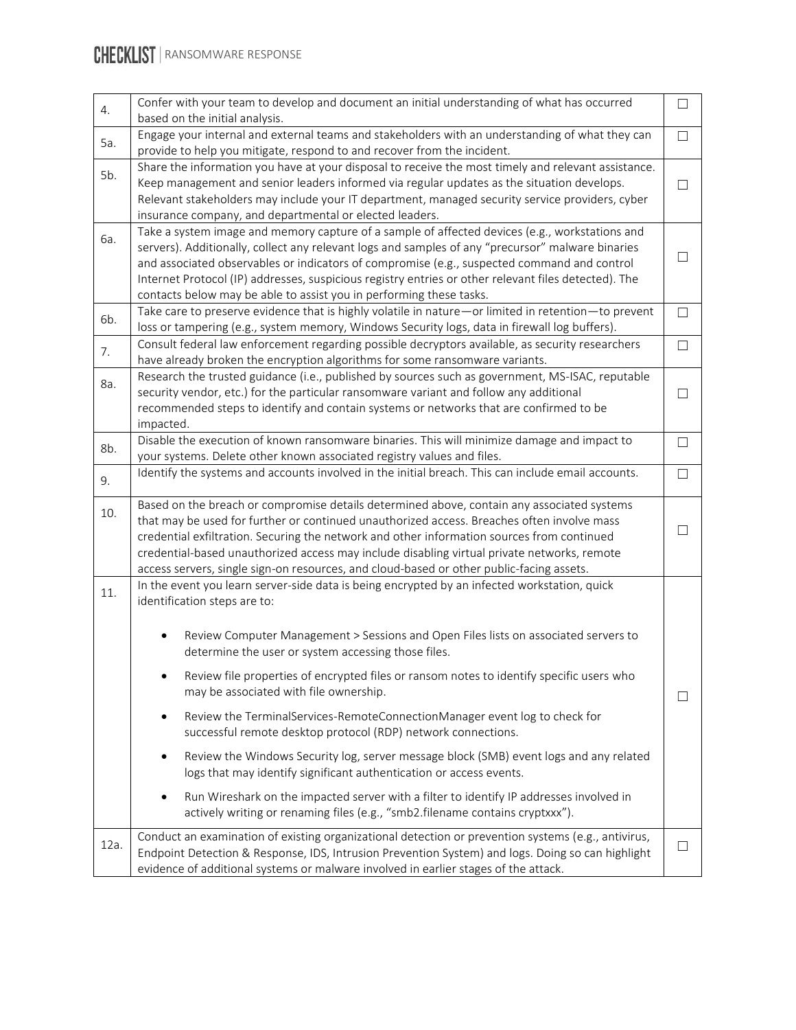| | | |
|---|---|---|
| 4. | Confer with your team to develop and document an initial understanding of what has occurred based on the initial analysis. | ☐ |
| 5a. | Engage your internal and external teams and stakeholders with an understanding of what they can provide to help you mitigate, respond to and recover from the incident. | ☐ |
| 5b. | Share the information you have at your disposal to receive the most timely and relevant assistance. Keep management and senior leaders informed via regular updates as the situation develops. Relevant stakeholders may include your IT department, managed security service providers, cyber insurance company, and departmental or elected leaders. | ☐ |
| 6a. | Take a system image and memory capture of a sample of affected devices (e.g., workstations and servers). Additionally, collect any relevant logs and samples of any "precursor" malware binaries and associated observables or indicators of compromise (e.g., suspected command and control Internet Protocol (IP) addresses, suspicious registry entries or other relevant files detected). The contacts below may be able to assist you in performing these tasks. | ☐ |
| 6b. | Take care to preserve evidence that is highly volatile in nature—or limited in retention—to prevent loss or tampering (e.g., system memory, Windows Security logs, data in firewall log buffers). | ☐ |
| 7. | Consult federal law enforcement regarding possible decryptors available, as security researchers have already broken the encryption algorithms for some ransomware variants. | ☐ |
| 8a. | Research the trusted guidance (i.e., published by sources such as government, MS-ISAC, reputable security vendor, etc.) for the particular ransomware variant and follow any additional recommended steps to identify and contain systems or networks that are confirmed to be impacted. | ☐ |
| 8b. | Disable the execution of known ransomware binaries. This will minimize damage and impact to your systems. Delete other known associated registry values and files. | ☐ |
| 9. | Identify the systems and accounts involved in the initial breach. This can include email accounts. | ☐ |
| 10. | Based on the breach or compromise details determined above, contain any associated systems that may be used for further or continued unauthorized access. Breaches often involve mass credential exfiltration. Securing the network and other information sources from continued credential-based unauthorized access may include disabling virtual private networks, remote access servers, single sign-on resources, and cloud-based or other public-facing assets. | ☐ |
| 11. | In the event you learn server-side data is being encrypted by an infected workstation, quick identification steps are to:<br>• Review Computer Management > Sessions and Open Files lists on associated servers to determine the user or system accessing those files.<br>• Review file properties of encrypted files or ransom notes to identify specific users who may be associated with file ownership.<br>• Review the TerminalServices-RemoteConnectionManager event log to check for successful remote desktop protocol (RDP) network connections.<br>• Review the Windows Security log, server message block (SMB) event logs and any related logs that may identify significant authentication or access events.<br>• Run Wireshark on the impacted server with a filter to identify IP addresses involved in actively writing or renaming files (e.g., "smb2.filename contains cryptxxx"). | ☐ |
| 12a. | Conduct an examination of existing organizational detection or prevention systems (e.g., antivirus, Endpoint Detection & Response, IDS, Intrusion Prevention System) and logs. Doing so can highlight evidence of additional systems or malware involved in earlier stages of the attack. | ☐ |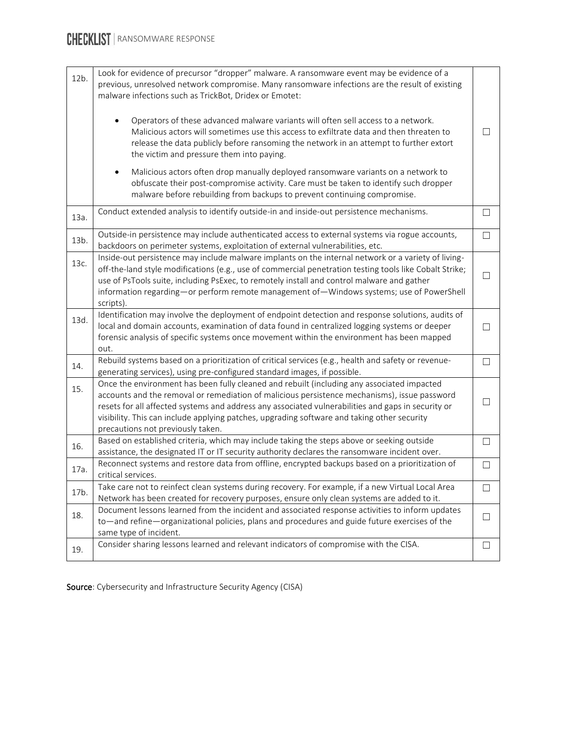| | | |
|---|---|---|
| 12b. | Look for evidence of precursor "dropper" malware. A ransomware event may be evidence of a previous, unresolved network compromise. Many ransomware infections are the result of existing malware infections such as TrickBot, Dridex or Emotet:<br><br>• Operators of these advanced malware variants will often sell access to a network. Malicious actors will sometimes use this access to exfiltrate data and then threaten to release the data publicly before ransoming the network in an attempt to further extort the victim and pressure them into paying.<br>• Malicious actors often drop manually deployed ransomware variants on a network to obfuscate their post-compromise activity. Care must be taken to identify such dropper malware before rebuilding from backups to prevent continuing compromise. | ☐ |
| 13a. | Conduct extended analysis to identify outside-in and inside-out persistence mechanisms. | ☐ |
| 13b. | Outside-in persistence may include authenticated access to external systems via rogue accounts, backdoors on perimeter systems, exploitation of external vulnerabilities, etc. | ☐ |
| 13c. | Inside-out persistence may include malware implants on the internal network or a variety of living-off-the-land style modifications (e.g., use of commercial penetration testing tools like Cobalt Strike; use of PsTools suite, including PsExec, to remotely install and control malware and gather information regarding—or perform remote management of—Windows systems; use of PowerShell scripts). | ☐ |
| 13d. | Identification may involve the deployment of endpoint detection and response solutions, audits of local and domain accounts, examination of data found in centralized logging systems or deeper forensic analysis of specific systems once movement within the environment has been mapped out. | ☐ |
| 14. | Rebuild systems based on a prioritization of critical services (e.g., health and safety or revenue-generating services), using pre-configured standard images, if possible. | ☐ |
| 15. | Once the environment has been fully cleaned and rebuilt (including any associated impacted accounts and the removal or remediation of malicious persistence mechanisms), issue password resets for all affected systems and address any associated vulnerabilities and gaps in security or visibility. This can include applying patches, upgrading software and taking other security precautions not previously taken. | ☐ |
| 16. | Based on established criteria, which may include taking the steps above or seeking outside assistance, the designated IT or IT security authority declares the ransomware incident over. | ☐ |
| 17a. | Reconnect systems and restore data from offline, encrypted backups based on a prioritization of critical services. | ☐ |
| 17b. | Take care not to reinfect clean systems during recovery. For example, if a new Virtual Local Area Network has been created for recovery purposes, ensure only clean systems are added to it. | ☐ |
| 18. | Document lessons learned from the incident and associated response activities to inform updates to—and refine—organizational policies, plans and procedures and guide future exercises of the same type of incident. | ☐ |
| 19. | Consider sharing lessons learned and relevant indicators of compromise with the CISA. | ☐ |

**Source**: Cybersecurity and Infrastructure Security Agency (CISA)